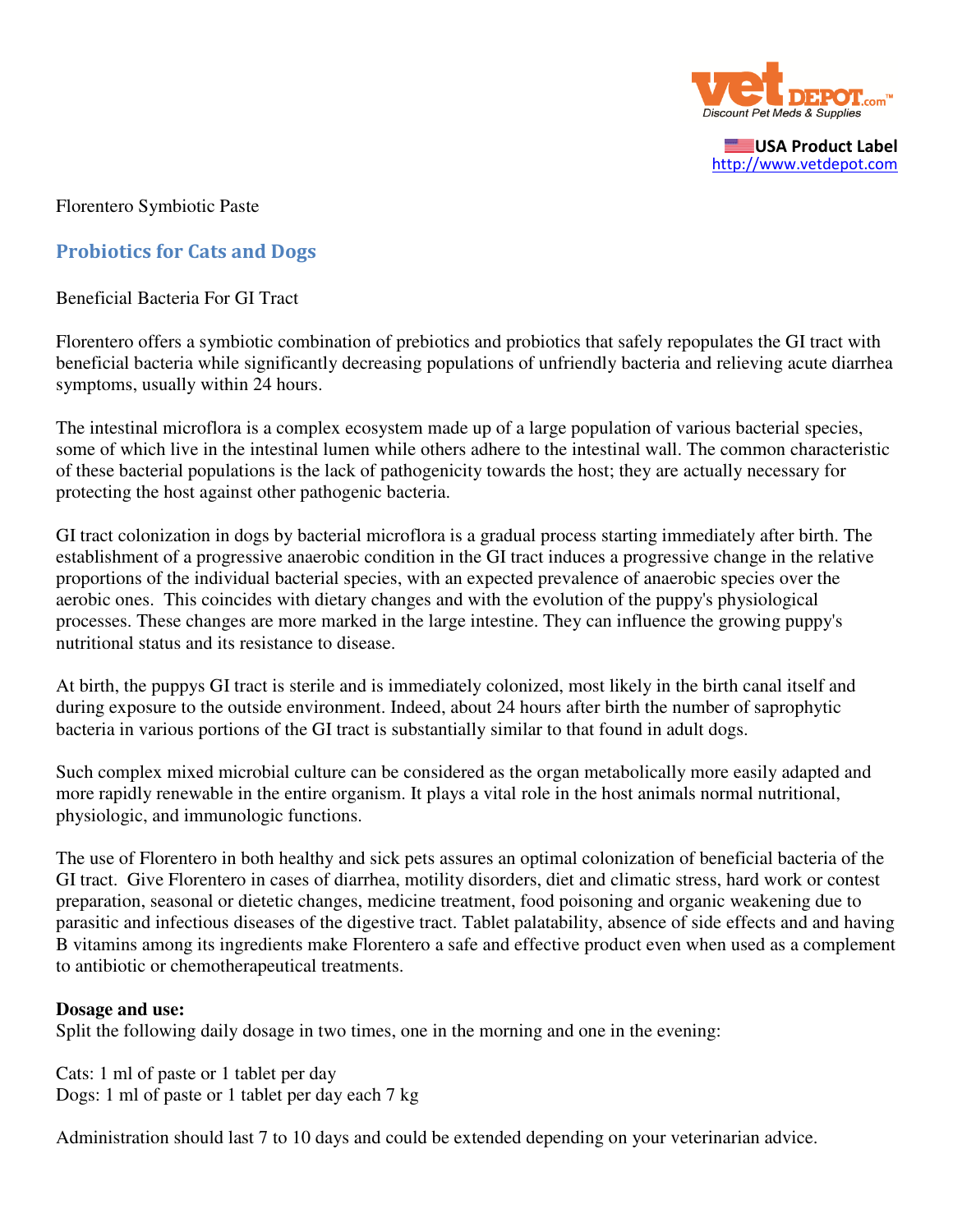USA Product Label
http://www.vetdepot.com

Florentero Symbiotic Paste

## Probiotics for Cats and Dogs

Beneficial Bacteria For GI Tract

Florentero offers a symbiotic combination of prebiotics and probiotics that safely repopulates the GI tract with beneficial bacteria while significantly decreasing populations of unfriendly bacteria and relieving acute diarrhea symptoms, usually within 24 hours.

The intestinal microflora is a complex ecosystem made up of a large population of various bacterial species, some of which live in the intestinal lumen while others adhere to the intestinal wall. The common characteristic of these bacterial populations is the lack of pathogenicity towards the host; they are actually necessary for protecting the host against other pathogenic bacteria.

GI tract colonization in dogs by bacterial microflora is a gradual process starting immediately after birth. The establishment of a progressive anaerobic condition in the GI tract induces a progressive change in the relative proportions of the individual bacterial species, with an expected prevalence of anaerobic species over the aerobic ones. This coincides with dietary changes and with the evolution of the puppy's physiological processes. These changes are more marked in the large intestine. They can influence the growing puppy's nutritional status and its resistance to disease.

At birth, the puppys GI tract is sterile and is immediately colonized, most likely in the birth canal itself and during exposure to the outside environment. Indeed, about 24 hours after birth the number of saprophytic bacteria in various portions of the GI tract is substantially similar to that found in adult dogs.

Such complex mixed microbial culture can be considered as the organ metabolically more easily adapted and more rapidly renewable in the entire organism. It plays a vital role in the host animals normal nutritional, physiologic, and immunologic functions.

The use of Florentero in both healthy and sick pets assures an optimal colonization of beneficial bacteria of the GI tract. Give Florentero in cases of diarrhea, motility disorders, diet and climatic stress, hard work or contest preparation, seasonal or dietetic changes, medicine treatment, food poisoning and organic weakening due to parasitic and infectious diseases of the digestive tract. Tablet palatability, absence of side effects and and having B vitamins among its ingredients make Florentero a safe and effective product even when used as a complement to antibiotic or chemotherapeutical treatments.

**Dosage and use:**
Split the following daily dosage in two times, one in the morning and one in the evening:

Cats: 1 ml of paste or 1 tablet per day
Dogs: 1 ml of paste or 1 tablet per day each 7 kg

Administration should last 7 to 10 days and could be extended depending on your veterinarian advice.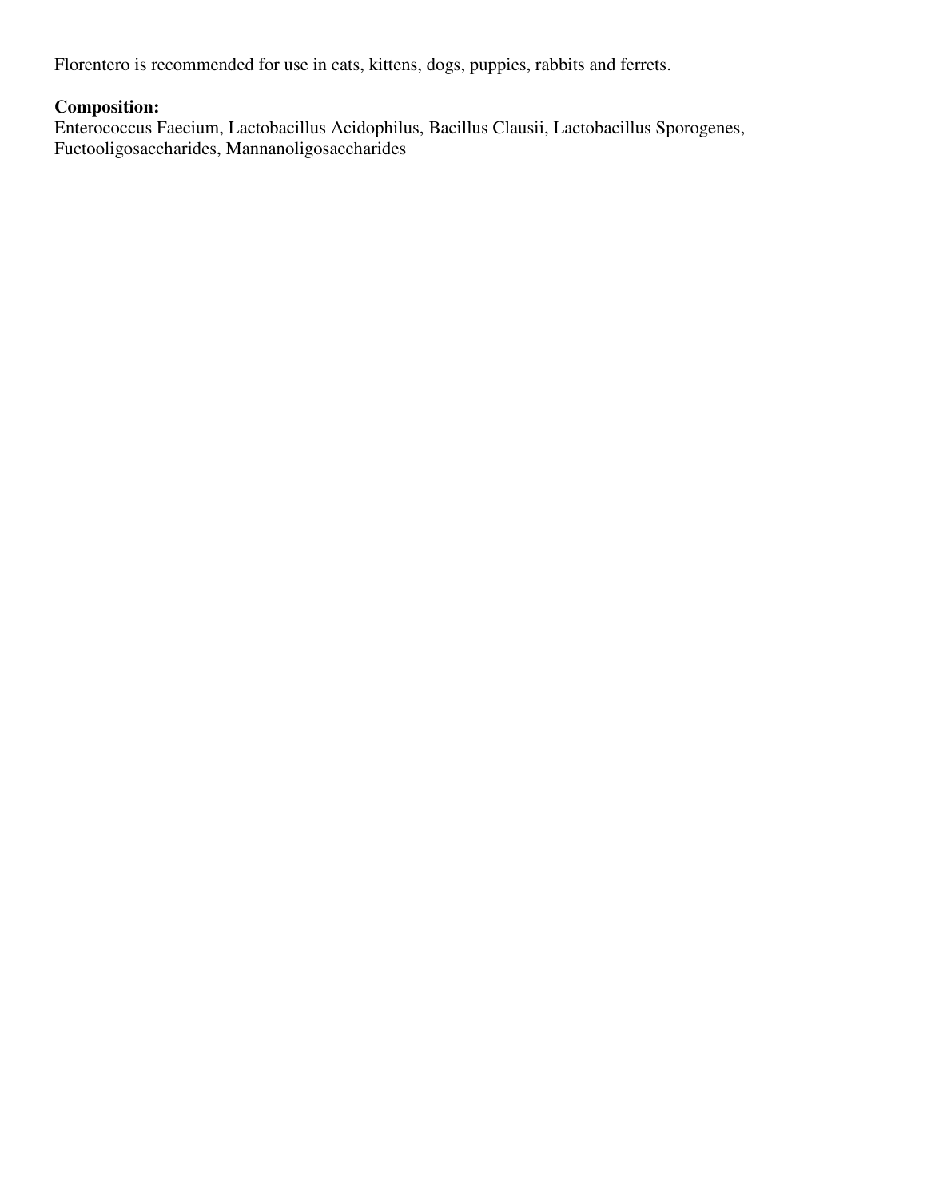Florentero is recommended for use in cats, kittens, dogs, puppies, rabbits and ferrets.

**Composition:**
Enterococcus Faecium, Lactobacillus Acidophilus, Bacillus Clausii, Lactobacillus Sporogenes, Fuctooligosaccharides, Mannanoligosaccharides